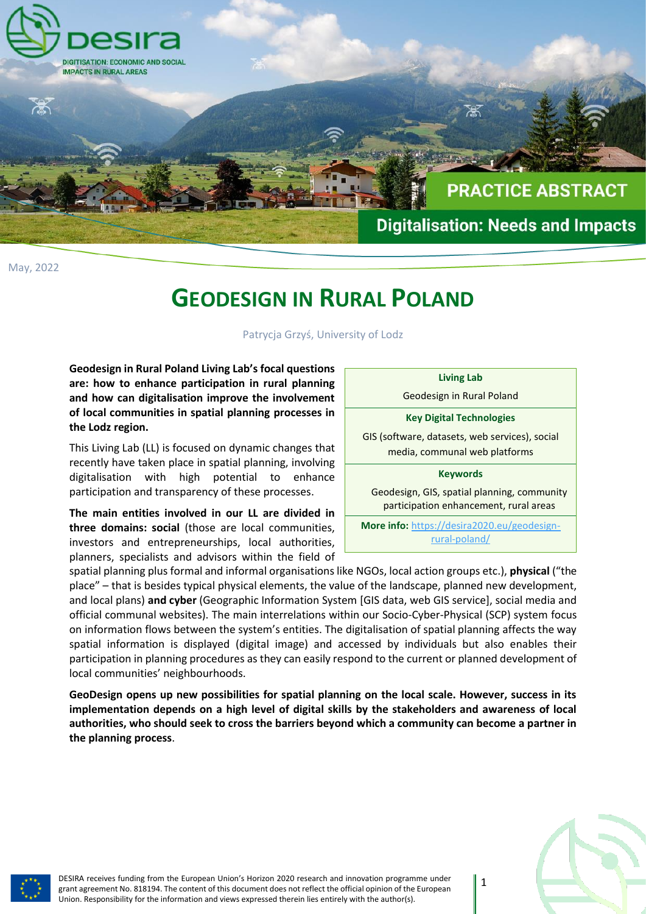DIGITISATION: ECONOMIC AND SOCIAL IMPACTS IN RURAL AREAS

**PRACTICE ABSTRACT**

**Digitalisation: Needs and Impacts**

May, 2022

# GEODESIGN IN RURAL POLAND

Patrycja Grzyś, University of Lodz

| **Living Lab** |
| --- |
| Geodesign in Rural Poland |
| **Key Digital Technologies** |
| GIS (software, datasets, web services), social media, communal web platforms |
| **Keywords** |
| Geodesign, GIS, spatial planning, community participation enhancement, rural areas |
| **More info:** https://desira2020.eu/geodesign-rural-poland/ |

**Geodesign in Rural Poland Living Lab's focal questions are: how to enhance participation in rural planning and how can digitalisation improve the involvement of local communities in spatial planning processes in the Lodz region.**

This Living Lab (LL) is focused on dynamic changes that recently have taken place in spatial planning, involving digitalisation with high potential to enhance participation and transparency of these processes.

**The main entities involved in our LL are divided in three domains: social** (those are local communities, investors and entrepreneurships, local authorities, planners, specialists and advisors within the field of spatial planning plus formal and informal organisations like NGOs, local action groups etc.), **physical** ("the place" – that is besides typical physical elements, the value of the landscape, planned new development, and local plans) **and cyber** (Geographic Information System [GIS data, web GIS service], social media and official communal websites). The main interrelations within our Socio-Cyber-Physical (SCP) system focus on information flows between the system's entities. The digitalisation of spatial planning affects the way spatial information is displayed (digital image) and accessed by individuals but also enables their participation in planning procedures as they can easily respond to the current or planned development of local communities' neighbourhoods.

**GeoDesign opens up new possibilities for spatial planning on the local scale. However, success in its implementation depends on a high level of digital skills by the stakeholders and awareness of local authorities, who should seek to cross the barriers beyond which a community can become a partner in the planning process**.

DESIRA receives funding from the European Union's Horizon 2020 research and innovation programme under grant agreement No. 818194. The content of this document does not reflect the official opinion of the European Union. Responsibility for the information and views expressed therein lies entirely with the author(s).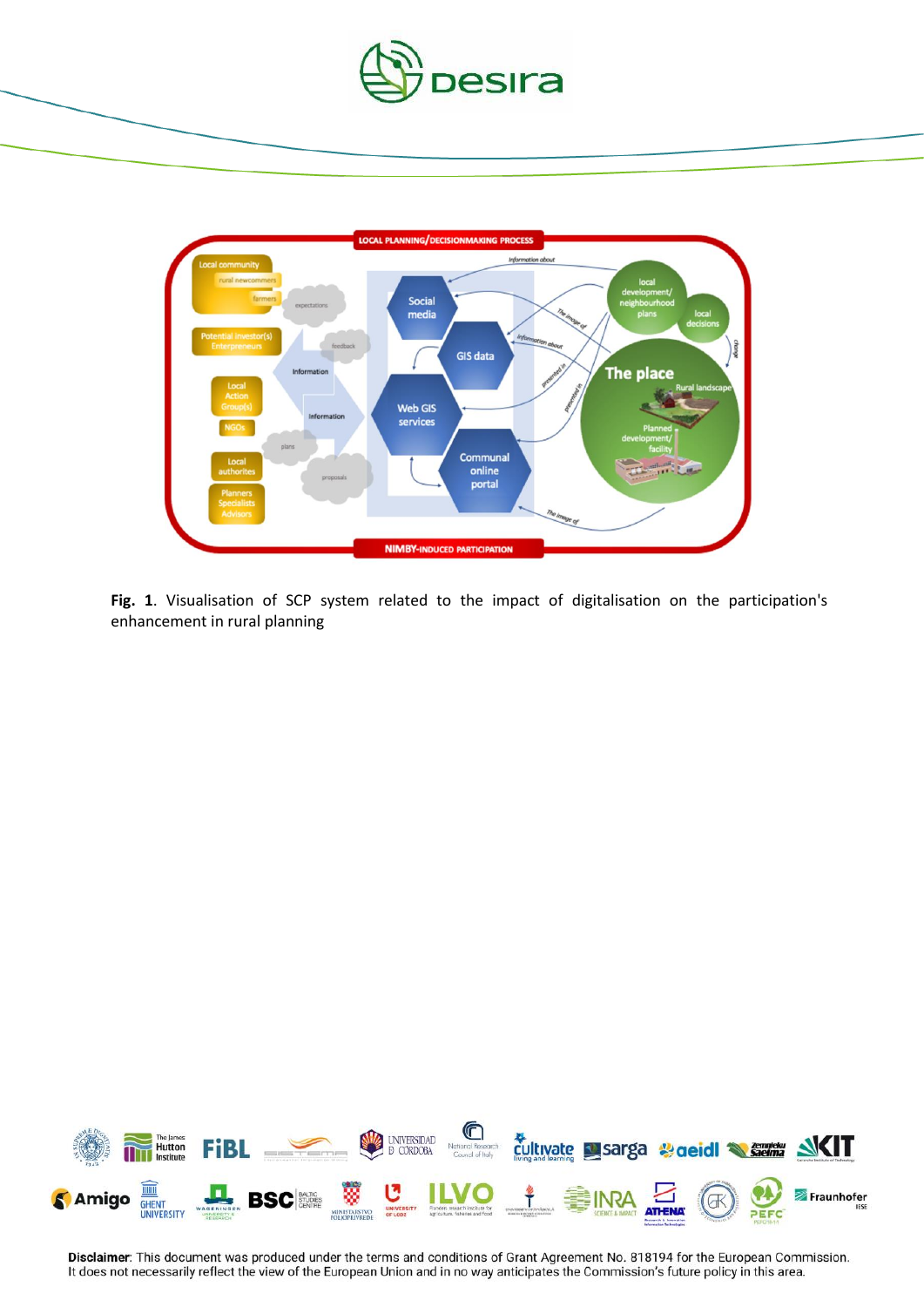LOCAL PLANNING/DECISIONMAKING PROCESS

Local community

rural newcomers

farmers

expectations

Potential investor(s) Enterpreneurs

feedback

Information

Information

Local Action Group(s)

NGOs

plans

Local authorites

proposals

Planners Specialists Advisors

Social media

GIS data

Web GIS services

Communal online portal

Information about

The image of

information about

presented in

presented in

The image of

local development/ neighbourhood plans

local decisions

change

The place

Rural landscape

Planned development/ facility

NIMBY-INDUCED PARTICIPATION

**Fig. 1**. Visualisation of SCP system related to the impact of digitalisation on the participation's enhancement in rural planning